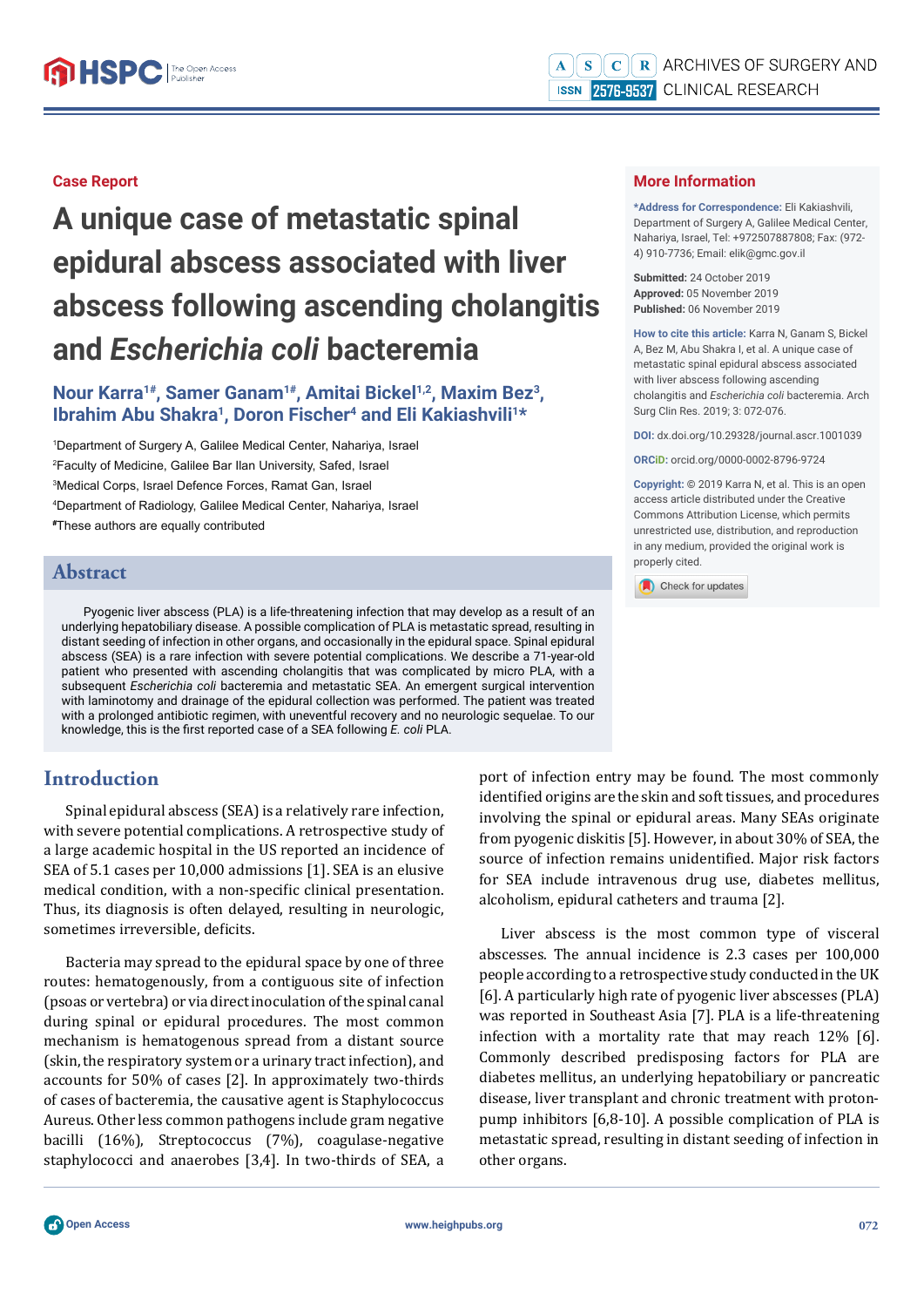Case Report

# A unique case of metastatic spinal epidural abscess associated with liver abscess following ascending cholangitis and *Escherichia coli* bacteremia

**Nour Karra[1#], Samer Ganam[1#], Amitai Bickel[1,2], Maxim Bez[3], Ibrahim Abu Shakra[1], Doron Fischer[4] and Eli Kakiashvili[1]***

[1]Department of Surgery A, Galilee Medical Center, Nahariya, Israel
[2]Faculty of Medicine, Galilee Bar Ilan University, Safed, Israel
[3]Medical Corps, Israel Defence Forces, Ramat Gan, Israel
[4]Department of Radiology, Galilee Medical Center, Nahariya, Israel
[#]These authors are equally contributed

## More Information

***Address for Correspondence:** Eli Kakiashvili, Department of Surgery A, Galilee Medical Center, Nahariya, Israel, Tel: +972507887808; Fax: (972-4) 910-7736; Email: elik@gmc.gov.il

**Submitted:** 24 October 2019
**Approved:** 05 November 2019
**Published:** 06 November 2019

**How to cite this article:** Karra N, Ganam S, Bickel A, Bez M, Abu Shakra I, et al. A unique case of metastatic spinal epidural abscess associated with liver abscess following ascending cholangitis and *Escherichia coli* bacteremia. Arch Surg Clin Res. 2019; 3: 072-076.

**DOI:** dx.doi.org/10.29328/journal.ascr.1001039

**ORCiD:** orcid.org/0000-0002-8796-9724

**Copyright:** © 2019 Karra N, et al. This is an open access article distributed under the Creative Commons Attribution License, which permits unrestricted use, distribution, and reproduction in any medium, provided the original work is properly cited.

## Abstract

Pyogenic liver abscess (PLA) is a life-threatening infection that may develop as a result of an underlying hepatobiliary disease. A possible complication of PLA is metastatic spread, resulting in distant seeding of infection in other organs, and occasionally in the epidural space. Spinal epidural abscess (SEA) is a rare infection with severe potential complications. We describe a 71-year-old patient who presented with ascending cholangitis that was complicated by micro PLA, with a subsequent *Escherichia coli* bacteremia and metastatic SEA. An emergent surgical intervention with laminotomy and drainage of the epidural collection was performed. The patient was treated with a prolonged antibiotic regimen, with uneventful recovery and no neurologic sequelae. To our knowledge, this is the first reported case of a SEA following *E. coli* PLA.

## Introduction

Spinal epidural abscess (SEA) is a relatively rare infection, with severe potential complications. A retrospective study of a large academic hospital in the US reported an incidence of SEA of 5.1 cases per 10,000 admissions [1]. SEA is an elusive medical condition, with a non-specific clinical presentation. Thus, its diagnosis is often delayed, resulting in neurologic, sometimes irreversible, deficits.

Bacteria may spread to the epidural space by one of three routes: hematogenously, from a contiguous site of infection (psoas or vertebra) or via direct inoculation of the spinal canal during spinal or epidural procedures. The most common mechanism is hematogenous spread from a distant source (skin, the respiratory system or a urinary tract infection), and accounts for 50% of cases [2]. In approximately two-thirds of cases of bacteremia, the causative agent is Staphylococcus Aureus. Other less common pathogens include gram negative bacilli (16%), Streptococcus (7%), coagulase-negative staphylococci and anaerobes [3,4]. In two-thirds of SEA, a port of infection entry may be found. The most commonly identified origins are the skin and soft tissues, and procedures involving the spinal or epidural areas. Many SEAs originate from pyogenic diskitis [5]. However, in about 30% of SEA, the source of infection remains unidentified. Major risk factors for SEA include intravenous drug use, diabetes mellitus, alcoholism, epidural catheters and trauma [2].

Liver abscess is the most common type of visceral abscesses. The annual incidence is 2.3 cases per 100,000 people according to a retrospective study conducted in the UK [6]. A particularly high rate of pyogenic liver abscesses (PLA) was reported in Southeast Asia [7]. PLA is a life-threatening infection with a mortality rate that may reach 12% [6]. Commonly described predisposing factors for PLA are diabetes mellitus, an underlying hepatobiliary or pancreatic disease, liver transplant and chronic treatment with proton-pump inhibitors [6,8-10]. A possible complication of PLA is metastatic spread, resulting in distant seeding of infection in other organs.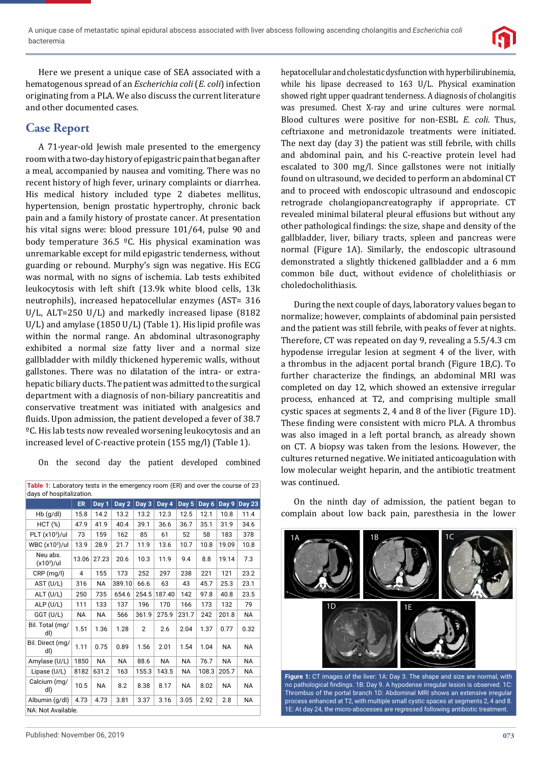Here we present a unique case of SEA associated with a hematogenous spread of an *Escherichia coli* (*E. coli*) infection originating from a PLA. We also discuss the current literature and other documented cases.

## Case Report

A 71-year-old Jewish male presented to the emergency room with a two-day history of epigastric pain that began after a meal, accompanied by nausea and vomiting. There was no recent history of high fever, urinary complaints or diarrhea. His medical history included type 2 diabetes mellitus, hypertension, benign prostatic hypertrophy, chronic back pain and a family history of prostate cancer. At presentation his vital signs were: blood pressure 101/64, pulse 90 and body temperature 36.5 ºC. His physical examination was unremarkable except for mild epigastric tenderness, without guarding or rebound. Murphy's sign was negative. His ECG was normal, with no signs of ischemia. Lab tests exhibited leukocytosis with left shift (13.9k white blood cells, 13k neutrophils), increased hepatocellular enzymes (AST= 316 U/L, ALT=250 U/L) and markedly increased lipase (8182 U/L) and amylase (1850 U/L) (Table 1). His lipid profile was within the normal range. An abdominal ultrasonography exhibited a normal size fatty liver and a normal size gallbladder with mildly thickened hyperemic walls, without gallstones. There was no dilatation of the intra- or extra-hepatic biliary ducts. The patient was admitted to the surgical department with a diagnosis of non-biliary pancreatitis and conservative treatment was initiated with analgesics and fluids. Upon admission, the patient developed a fever of 38.7 ºC. His lab tests now revealed worsening leukocytosis and an increased level of C-reactive protein (155 mg/l) (Table 1).

On the second day the patient developed combined hepatocellular and cholestatic dysfunction with hyperbilirubinemia, while his lipase decreased to 163 U/L. Physical examination showed right upper quadrant tenderness. A diagnosis of cholangitis was presumed. Chest X-ray and urine cultures were normal. Blood cultures were positive for non-ESBL *E. coli*. Thus, ceftriaxone and metronidazole treatments were initiated. The next day (day 3) the patient was still febrile, with chills and abdominal pain, and his C-reactive protein level had escalated to 300 mg/l. Since gallstones were not initially found on ultrasound, we decided to perform an abdominal CT and to proceed with endoscopic ultrasound and endoscopic retrograde cholangiopancreatography if appropriate. CT revealed minimal bilateral pleural effusions but without any other pathological findings: the size, shape and density of the gallbladder, liver, biliary tracts, spleen and pancreas were normal (Figure 1A). Similarly, the endoscopic ultrasound demonstrated a slightly thickened gallbladder and a 6 mm common bile duct, without evidence of cholelithiasis or choledocholithiasis.

**Table 1:** Laboratory tests in the emergency room (ER) and over the course of 23 days of hospitalization.

| | ER | Day 1 | Day 2 | Day 3 | Day 4 | Day 5 | Day 6 | Day 9 | Day 23 |
|---|---|---|---|---|---|---|---|---|---|
| Hb (g/dl) | 15.8 | 14.2 | 13.2 | 13.2 | 12.3 | 12.5 | 12.1 | 10.8 | 11.4 |
| HCT (%) | 47.9 | 41.9 | 40.4 | 39.1 | 36.6 | 36.7 | 35.1 | 31.9 | 34.6 |
| PLT ($x10^3$)/ul | 73 | 159 | 162 | 85 | 61 | 52 | 58 | 183 | 378 |
| WBC ($x10^3$)/ul | 13.9 | 28.9 | 21.7 | 11.9 | 13.6 | 10.7 | 10.8 | 19.09 | 10.8 |
| Neu abs. ($x10^3$)/ul | 13.06 | 27.23 | 20.6 | 10.3 | 11.9 | 9.4 | 8.8 | 19.14 | 7.3 |
| CRP (mg/l) | 4 | 155 | 173 | 252 | 297 | 238 | 221 | 121 | 23.2 |
| AST (U/L) | 316 | NA | 389.10 | 66.6 | 63 | 43 | 45.7 | 25.3 | 23.1 |
| ALT (U/L) | 250 | 735 | 654.6 | 254.5 | 187.40 | 142 | 97.8 | 40.8 | 23.5 |
| ALP (U/L) | 111 | 133 | 137 | 196 | 170 | 166 | 173 | 132 | 79 |
| GGT (U/L) | NA | NA | 566 | 361.9 | 275.9 | 231.7 | 242 | 201.8 | NA |
| Bil. Total (mg/dl) | 1.51 | 1.36 | 1.28 | 2 | 2.6 | 2.04 | 1.37 | 0.77 | 0.32 |
| Bil. Direct (mg/dl) | 1.11 | 0.75 | 0.89 | 1.56 | 2.01 | 1.54 | 1.04 | NA | NA |
| Amylase (U/L) | 1850 | NA | NA | 88.6 | NA | NA | 76.7 | NA | NA |
| Lipase (U/L) | 8182 | 631.2 | 163 | 155.3 | 143.5 | NA | 108.3 | 205.7 | NA |
| Calcium (mg/dl) | 10.5 | NA | 8.2 | 8.38 | 8.17 | NA | 8.02 | NA | NA |
| Albumin (g/dl) | 4.73 | 4.73 | 3.81 | 3.37 | 3.16 | 3.05 | 2.92 | 2.8 | NA |

NA: Not Available.

During the next couple of days, laboratory values began to normalize; however, complaints of abdominal pain persisted and the patient was still febrile, with peaks of fever at nights. Therefore, CT was repeated on day 9, revealing a 5.5/4.3 cm hypodense irregular lesion at segment 4 of the liver, with a thrombus in the adjacent portal branch (Figure 1B,C). To further characterize the findings, an abdominal MRI was completed on day 12, which showed an extensive irregular process, enhanced at T2, and comprising multiple small cystic spaces at segments 2, 4 and 8 of the liver (Figure 1D). These finding were consistent with micro PLA. A thrombus was also imaged in a left portal branch, as already shown on CT. A biopsy was taken from the lesions. However, the cultures returned negative. We initiated anticoagulation with low molecular weight heparin, and the antibiotic treatment was continued.

On the ninth day of admission, the patient began to complain about low back pain, paresthesia in the lower

**Figure 1:** CT images of the liver: 1A: Day 3. The shape and size are normal, with no pathological findings. 1B: Day 9. A hypodense irregular lesion is observed. 1C: Thrombus of the portal branch 1D: Abdominal MRI shows an extensive irregular process enhanced at T2, with multiple small cystic spaces at segments 2, 4 and 8. 1E: At day 24, the micro-abscesses are regressed following antibiotic treatment.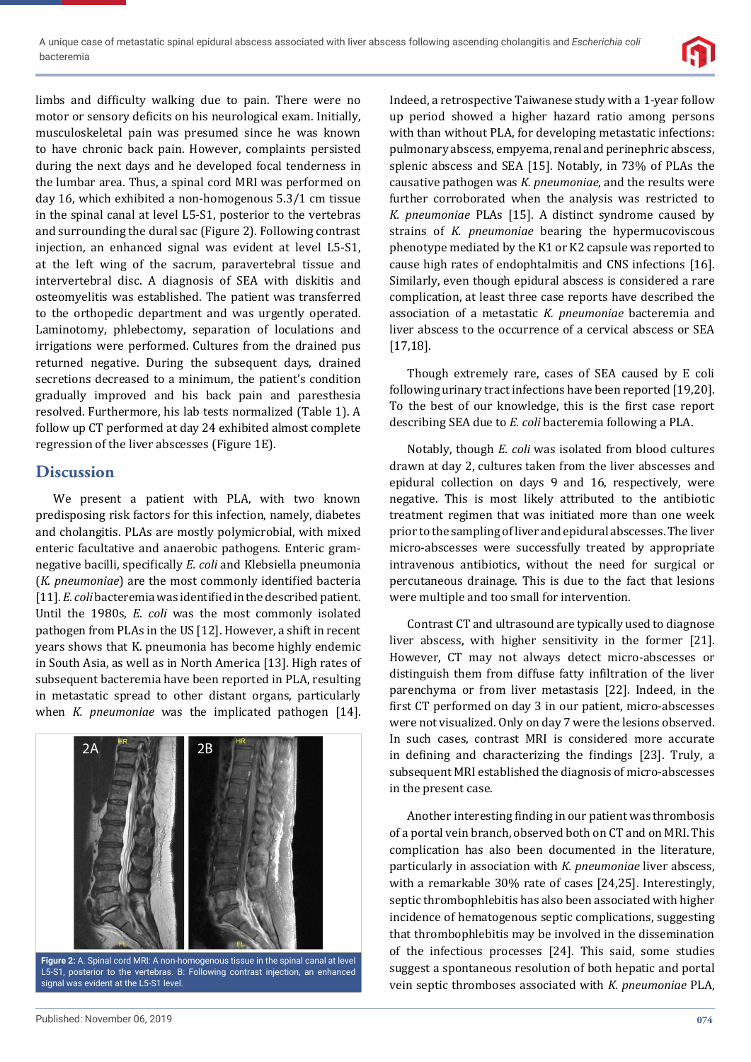limbs and difficulty walking due to pain. There were no motor or sensory deficits on his neurological exam. Initially, musculoskeletal pain was presumed since he was known to have chronic back pain. However, complaints persisted during the next days and he developed focal tenderness in the lumbar area. Thus, a spinal cord MRI was performed on day 16, which exhibited a non-homogenous 5.3/1 cm tissue in the spinal canal at level L5-S1, posterior to the vertebras and surrounding the dural sac (Figure 2). Following contrast injection, an enhanced signal was evident at level L5-S1, at the left wing of the sacrum, paravertebral tissue and intervertebral disc. A diagnosis of SEA with diskitis and osteomyelitis was established. The patient was transferred to the orthopedic department and was urgently operated. Laminotomy, phlebectomy, separation of loculations and irrigations were performed. Cultures from the drained pus returned negative. During the subsequent days, drained secretions decreased to a minimum, the patient's condition gradually improved and his back pain and paresthesia resolved. Furthermore, his lab tests normalized (Table 1). A follow up CT performed at day 24 exhibited almost complete regression of the liver abscesses (Figure 1E).

## Discussion

We present a patient with PLA, with two known predisposing risk factors for this infection, namely, diabetes and cholangitis. PLAs are mostly polymicrobial, with mixed enteric facultative and anaerobic pathogens. Enteric gram-negative bacilli, specifically *E. coli* and Klebsiella pneumonia (*K. pneumoniae*) are the most commonly identified bacteria [11]. *E. coli* bacteremia was identified in the described patient. Until the 1980s, *E. coli* was the most commonly isolated pathogen from PLAs in the US [12]. However, a shift in recent years shows that K. pneumonia has become highly endemic in South Asia, as well as in North America [13]. High rates of subsequent bacteremia have been reported in PLA, resulting in metastatic spread to other distant organs, particularly when *K. pneumoniae* was the implicated pathogen [14].

Figure 2: A. Spinal cord MRI: A non-homogenous tissue in the spinal canal at level L5-S1, posterior to the vertebras. B: Following contrast injection, an enhanced signal was evident at the L5-S1 level.

Indeed, a retrospective Taiwanese study with a 1-year follow up period showed a higher hazard ratio among persons with than without PLA, for developing metastatic infections: pulmonary abscess, empyema, renal and perinephric abscess, splenic abscess and SEA [15]. Notably, in 73% of PLAs the causative pathogen was *K. pneumoniae*, and the results were further corroborated when the analysis was restricted to *K. pneumoniae* PLAs [15]. A distinct syndrome caused by strains of *K. pneumoniae* bearing the hypermucoviscous phenotype mediated by the K1 or K2 capsule was reported to cause high rates of endophtalmitis and CNS infections [16]. Similarly, even though epidural abscess is considered a rare complication, at least three case reports have described the association of a metastatic *K. pneumoniae* bacteremia and liver abscess to the occurrence of a cervical abscess or SEA [17,18].

Though extremely rare, cases of SEA caused by E coli following urinary tract infections have been reported [19,20]. To the best of our knowledge, this is the first case report describing SEA due to *E. coli* bacteremia following a PLA.

Notably, though *E. coli* was isolated from blood cultures drawn at day 2, cultures taken from the liver abscesses and epidural collection on days 9 and 16, respectively, were negative. This is most likely attributed to the antibiotic treatment regimen that was initiated more than one week prior to the sampling of liver and epidural abscesses. The liver micro-abscesses were successfully treated by appropriate intravenous antibiotics, without the need for surgical or percutaneous drainage. This is due to the fact that lesions were multiple and too small for intervention.

Contrast CT and ultrasound are typically used to diagnose liver abscess, with higher sensitivity in the former [21]. However, CT may not always detect micro-abscesses or distinguish them from diffuse fatty infiltration of the liver parenchyma or from liver metastasis [22]. Indeed, in the first CT performed on day 3 in our patient, micro-abscesses were not visualized. Only on day 7 were the lesions observed. In such cases, contrast MRI is considered more accurate in defining and characterizing the findings [23]. Truly, a subsequent MRI established the diagnosis of micro-abscesses in the present case.

Another interesting finding in our patient was thrombosis of a portal vein branch, observed both on CT and on MRI. This complication has also been documented in the literature, particularly in association with *K. pneumoniae* liver abscess, with a remarkable 30% rate of cases [24,25]. Interestingly, septic thrombophlebitis has also been associated with higher incidence of hematogenous septic complications, suggesting that thrombophlebitis may be involved in the dissemination of the infectious processes [24]. This said, some studies suggest a spontaneous resolution of both hepatic and portal vein septic thromboses associated with *K. pneumoniae* PLA,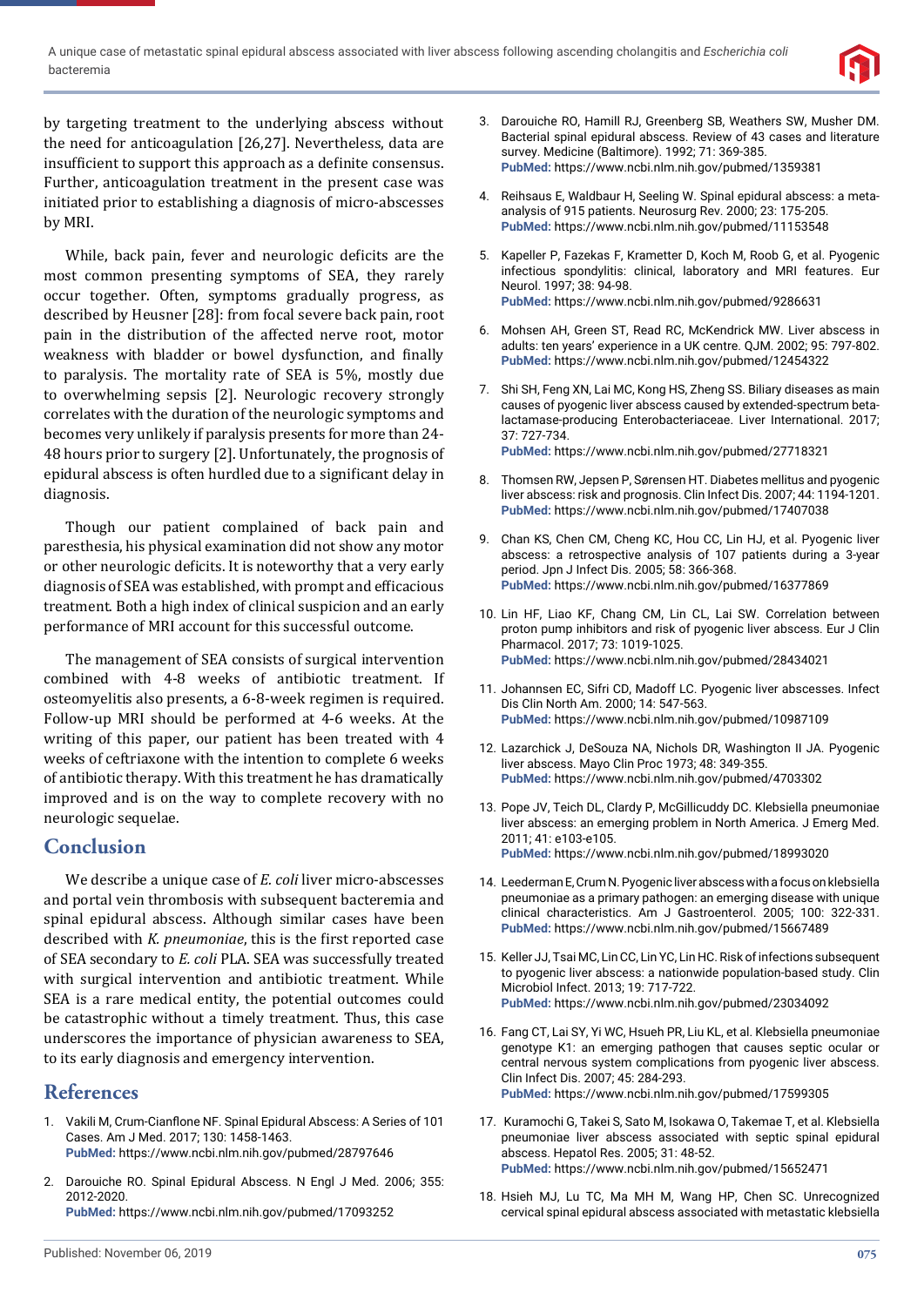by targeting treatment to the underlying abscess without the need for anticoagulation [26,27]. Nevertheless, data are insufficient to support this approach as a definite consensus. Further, anticoagulation treatment in the present case was initiated prior to establishing a diagnosis of micro-abscesses by MRI.

While, back pain, fever and neurologic deficits are the most common presenting symptoms of SEA, they rarely occur together. Often, symptoms gradually progress, as described by Heusner [28]: from focal severe back pain, root pain in the distribution of the affected nerve root, motor weakness with bladder or bowel dysfunction, and finally to paralysis. The mortality rate of SEA is 5%, mostly due to overwhelming sepsis [2]. Neurologic recovery strongly correlates with the duration of the neurologic symptoms and becomes very unlikely if paralysis presents for more than 24-48 hours prior to surgery [2]. Unfortunately, the prognosis of epidural abscess is often hurdled due to a significant delay in diagnosis.

Though our patient complained of back pain and paresthesia, his physical examination did not show any motor or other neurologic deficits. It is noteworthy that a very early diagnosis of SEA was established, with prompt and efficacious treatment. Both a high index of clinical suspicion and an early performance of MRI account for this successful outcome.

The management of SEA consists of surgical intervention combined with 4-8 weeks of antibiotic treatment. If osteomyelitis also presents, a 6-8-week regimen is required. Follow-up MRI should be performed at 4-6 weeks. At the writing of this paper, our patient has been treated with 4 weeks of ceftriaxone with the intention to complete 6 weeks of antibiotic therapy. With this treatment he has dramatically improved and is on the way to complete recovery with no neurologic sequelae.

## Conclusion

We describe a unique case of *E. coli* liver micro-abscesses and portal vein thrombosis with subsequent bacteremia and spinal epidural abscess. Although similar cases have been described with *K. pneumoniae*, this is the first reported case of SEA secondary to *E. coli* PLA. SEA was successfully treated with surgical intervention and antibiotic treatment. While SEA is a rare medical entity, the potential outcomes could be catastrophic without a timely treatment. Thus, this case underscores the importance of physician awareness to SEA, to its early diagnosis and emergency intervention.

## References

1. Vakili M, Crum-Cianflone NF. Spinal Epidural Abscess: A Series of 101 Cases. Am J Med. 2017; 130: 1458-1463. **PubMed:** https://www.ncbi.nlm.nih.gov/pubmed/28797646
2. Darouiche RO. Spinal Epidural Abscess. N Engl J Med. 2006; 355: 2012-2020. **PubMed:** https://www.ncbi.nlm.nih.gov/pubmed/17093252
3. Darouiche RO, Hamill RJ, Greenberg SB, Weathers SW, Musher DM. Bacterial spinal epidural abscess. Review of 43 cases and literature survey. Medicine (Baltimore). 1992; 71: 369-385. **PubMed:** https://www.ncbi.nlm.nih.gov/pubmed/1359381
4. Reihsaus E, Waldbaur H, Seeling W. Spinal epidural abscess: a meta-analysis of 915 patients. Neurosurg Rev. 2000; 23: 175-205. **PubMed:** https://www.ncbi.nlm.nih.gov/pubmed/11153548
5. Kapeller P, Fazekas F, Krametter D, Koch M, Roob G, et al. Pyogenic infectious spondylitis: clinical, laboratory and MRI features. Eur Neurol. 1997; 38: 94-98. **PubMed:** https://www.ncbi.nlm.nih.gov/pubmed/9286631
6. Mohsen AH, Green ST, Read RC, McKendrick MW. Liver abscess in adults: ten years' experience in a UK centre. QJM. 2002; 95: 797-802. **PubMed:** https://www.ncbi.nlm.nih.gov/pubmed/12454322
7. Shi SH, Feng XN, Lai MC, Kong HS, Zheng SS. Biliary diseases as main causes of pyogenic liver abscess caused by extended-spectrum beta-lactamase-producing Enterobacteriaceae. Liver International. 2017; 37: 727-734. **PubMed:** https://www.ncbi.nlm.nih.gov/pubmed/27718321
8. Thomsen RW, Jepsen P, Sørensen HT. Diabetes mellitus and pyogenic liver abscess: risk and prognosis. Clin Infect Dis. 2007; 44: 1194-1201. **PubMed:** https://www.ncbi.nlm.nih.gov/pubmed/17407038
9. Chan KS, Chen CM, Cheng KC, Hou CC, Lin HJ, et al. Pyogenic liver abscess: a retrospective analysis of 107 patients during a 3-year period. Jpn J Infect Dis. 2005; 58: 366-368. **PubMed:** https://www.ncbi.nlm.nih.gov/pubmed/16377869
10. Lin HF, Liao KF, Chang CM, Lin CL, Lai SW. Correlation between proton pump inhibitors and risk of pyogenic liver abscess. Eur J Clin Pharmacol. 2017; 73: 1019-1025. **PubMed:** https://www.ncbi.nlm.nih.gov/pubmed/28434021
11. Johannsen EC, Sifri CD, Madoff LC. Pyogenic liver abscesses. Infect Dis Clin North Am. 2000; 14: 547-563. **PubMed:** https://www.ncbi.nlm.nih.gov/pubmed/10987109
12. Lazarchick J, DeSouza NA, Nichols DR, Washington II JA. Pyogenic liver abscess. Mayo Clin Proc 1973; 48: 349-355. **PubMed:** https://www.ncbi.nlm.nih.gov/pubmed/4703302
13. Pope JV, Teich DL, Clardy P, McGillicuddy DC. Klebsiella pneumoniae liver abscess: an emerging problem in North America. J Emerg Med. 2011; 41: e103-e105. **PubMed:** https://www.ncbi.nlm.nih.gov/pubmed/18993020
14. Leederman E, Crum N. Pyogenic liver abscess with a focus on klebsiella pneumoniae as a primary pathogen: an emerging disease with unique clinical characteristics. Am J Gastroenterol. 2005; 100: 322-331. **PubMed:** https://www.ncbi.nlm.nih.gov/pubmed/15667489
15. Keller JJ, Tsai MC, Lin CC, Lin YC, Lin HC. Risk of infections subsequent to pyogenic liver abscess: a nationwide population-based study. Clin Microbiol Infect. 2013; 19: 717-722. **PubMed:** https://www.ncbi.nlm.nih.gov/pubmed/23034092
16. Fang CT, Lai SY, Yi WC, Hsueh PR, Liu KL, et al. Klebsiella pneumoniae genotype K1: an emerging pathogen that causes septic ocular or central nervous system complications from pyogenic liver abscess. Clin Infect Dis. 2007; 45: 284-293. **PubMed:** https://www.ncbi.nlm.nih.gov/pubmed/17599305
17. Kuramochi G, Takei S, Sato M, Isokawa O, Takemae T, et al. Klebsiella pneumoniae liver abscess associated with septic spinal epidural abscess. Hepatol Res. 2005; 31: 48-52. **PubMed:** https://www.ncbi.nlm.nih.gov/pubmed/15652471
18. Hsieh MJ, Lu TC, Ma MH M, Wang HP, Chen SC. Unrecognized cervical spinal epidural abscess associated with metastatic klebsiella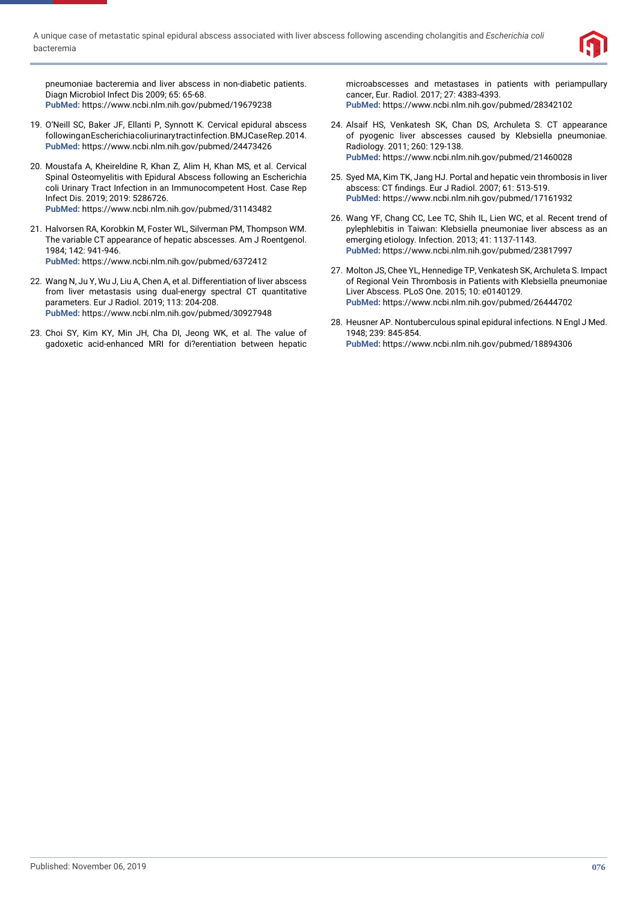pneumoniae bacteremia and liver abscess in non-diabetic patients. Diagn Microbiol Infect Dis 2009; 65: 65-68.
**PubMed:** https://www.ncbi.nlm.nih.gov/pubmed/19679238

19. O'Neill SC, Baker JF, Ellanti P, Synnott K. Cervical epidural abscess following an Escherichia coli urinary tract infection. BMJ Case Rep. 2014.
**PubMed:** https://www.ncbi.nlm.nih.gov/pubmed/24473426

20. Moustafa A, Kheireldine R, Khan Z, Alim H, Khan MS, et al. Cervical Spinal Osteomyelitis with Epidural Abscess following an Escherichia coli Urinary Tract Infection in an Immunocompetent Host. Case Rep Infect Dis. 2019; 2019: 5286726.
**PubMed:** https://www.ncbi.nlm.nih.gov/pubmed/31143482

21. Halvorsen RA, Korobkin M, Foster WL, Silverman PM, Thompson WM. The variable CT appearance of hepatic abscesses. Am J Roentgenol. 1984; 142: 941-946.
**PubMed:** https://www.ncbi.nlm.nih.gov/pubmed/6372412

22. Wang N, Ju Y, Wu J, Liu A, Chen A, et al. Differentiation of liver abscess from liver metastasis using dual-energy spectral CT quantitative parameters. Eur J Radiol. 2019; 113: 204-208.
**PubMed:** https://www.ncbi.nlm.nih.gov/pubmed/30927948

23. Choi SY, Kim KY, Min JH, Cha DI, Jeong WK, et al. The value of gadoxetic acid-enhanced MRI for di?erentiation between hepatic microabscesses and metastases in patients with periampullary cancer, Eur. Radiol. 2017; 27: 4383-4393.
**PubMed:** https://www.ncbi.nlm.nih.gov/pubmed/28342102

24. Alsaif HS, Venkatesh SK, Chan DS, Archuleta S. CT appearance of pyogenic liver abscesses caused by Klebsiella pneumoniae. Radiology. 2011; 260: 129-138.
**PubMed:** https://www.ncbi.nlm.nih.gov/pubmed/21460028

25. Syed MA, Kim TK, Jang HJ. Portal and hepatic vein thrombosis in liver abscess: CT findings. Eur J Radiol. 2007; 61: 513-519.
**PubMed:** https://www.ncbi.nlm.nih.gov/pubmed/17161932

26. Wang YF, Chang CC, Lee TC, Shih IL, Lien WC, et al. Recent trend of pylephlebitis in Taiwan: Klebsiella pneumoniae liver abscess as an emerging etiology. Infection. 2013; 41: 1137-1143.
**PubMed:** https://www.ncbi.nlm.nih.gov/pubmed/23817997

27. Molton JS, Chee YL, Hennedige TP, Venkatesh SK, Archuleta S. Impact of Regional Vein Thrombosis in Patients with Klebsiella pneumoniae Liver Abscess. PLoS One. 2015; 10: e0140129.
**PubMed:** https://www.ncbi.nlm.nih.gov/pubmed/26444702

28. Heusner AP. Nontuberculous spinal epidural infections. N Engl J Med. 1948; 239: 845-854.
**PubMed:** https://www.ncbi.nlm.nih.gov/pubmed/18894306